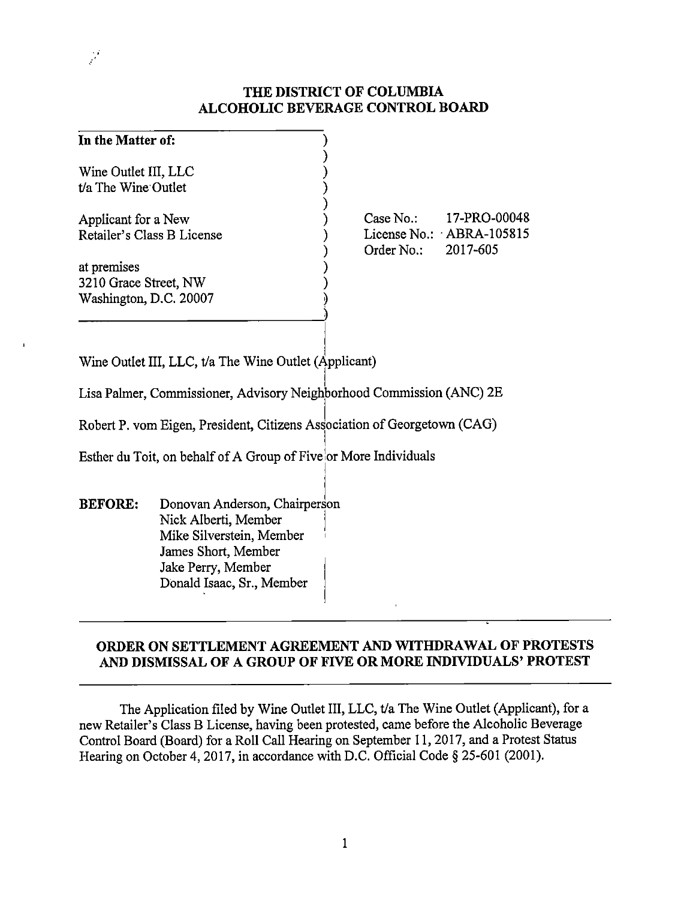# THE DISTRICT OF COLUMBIA ALCOHOLIC BEVERAGE CONTROL BOARD

**In the Matter of:**

Wine Outlet III, LLC
t/a The Wine Outlet

Applicant for a New
Retailer's Class B License

at premises
3210 Grace Street, NW
Washington, D.C. 20007

Case No.: 17-PRO-00048
License No.: ABRA-105815
Order No.: 2017-605

Wine Outlet III, LLC, t/a The Wine Outlet (Applicant)

Lisa Palmer, Commissioner, Advisory Neighborhood Commission (ANC) 2E

Robert P. vom Eigen, President, Citizens Association of Georgetown (CAG)

Esther du Toit, on behalf of A Group of Five or More Individuals

**BEFORE:** Donovan Anderson, Chairperson
Nick Alberti, Member
Mike Silverstein, Member
James Short, Member
Jake Perry, Member
Donald Isaac, Sr., Member

## ORDER ON SETTLEMENT AGREEMENT AND WITHDRAWAL OF PROTESTS AND DISMISSAL OF A GROUP OF FIVE OR MORE INDIVIDUALS' PROTEST

The Application filed by Wine Outlet III, LLC, t/a The Wine Outlet (Applicant), for a new Retailer's Class B License, having been protested, came before the Alcoholic Beverage Control Board (Board) for a Roll Call Hearing on September 11, 2017, and a Protest Status Hearing on October 4, 2017, in accordance with D.C. Official Code § 25-601 (2001).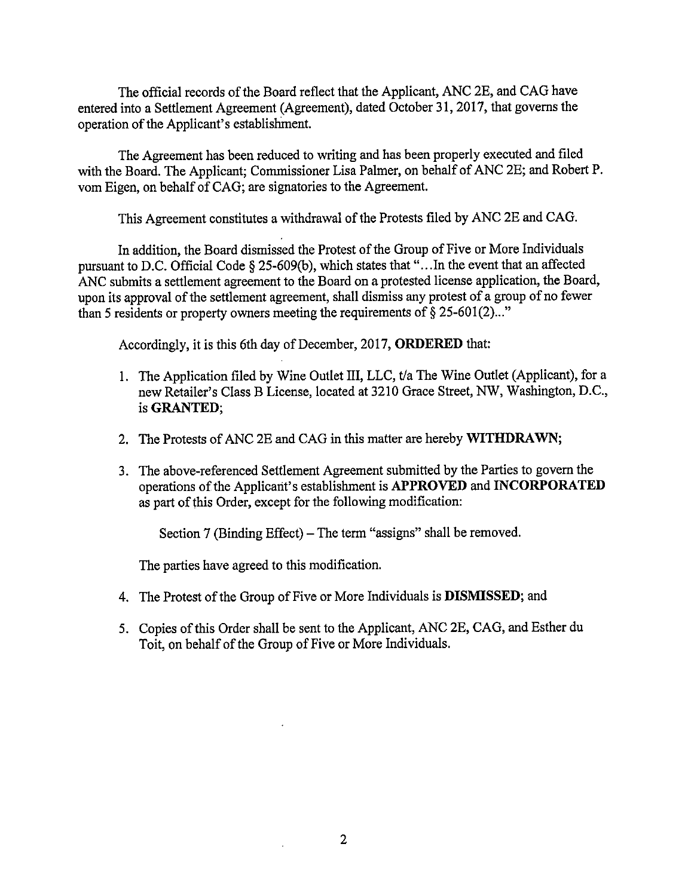The official records of the Board reflect that the Applicant, ANC 2E, and CAG have entered into a Settlement Agreement (Agreement), dated October 31, 2017, that governs the operation of the Applicant's establishment.

The Agreement has been reduced to writing and has been properly executed and filed with the Board. The Applicant; Commissioner Lisa Palmer, on behalf of ANC 2E; and Robert P. vom Eigen, on behalf of CAG; are signatories to the Agreement.

This Agreement constitutes a withdrawal of the Protests filed by ANC 2E and CAG.

In addition, the Board dismissed the Protest of the Group of Five or More Individuals pursuant to D.C. Official Code § 25-609(b), which states that "...In the event that an affected ANC submits a settlement agreement to the Board on a protested license application, the Board, upon its approval of the settlement agreement, shall dismiss any protest of a group of no fewer than 5 residents or property owners meeting the requirements of § 25-601(2)..."

Accordingly, it is this 6th day of December, 2017, **ORDERED** that:

1. The Application filed by Wine Outlet III, LLC, t/a The Wine Outlet (Applicant), for a new Retailer's Class B License, located at 3210 Grace Street, NW, Washington, D.C., is **GRANTED**;

2. The Protests of ANC 2E and CAG in this matter are hereby **WITHDRAWN**;

3. The above-referenced Settlement Agreement submitted by the Parties to govern the operations of the Applicant's establishment is **APPROVED** and **INCORPORATED** as part of this Order, except for the following modification:

   Section 7 (Binding Effect) – The term "assigns" shall be removed.

   The parties have agreed to this modification.

4. The Protest of the Group of Five or More Individuals is **DISMISSED**; and

5. Copies of this Order shall be sent to the Applicant, ANC 2E, CAG, and Esther du Toit, on behalf of the Group of Five or More Individuals.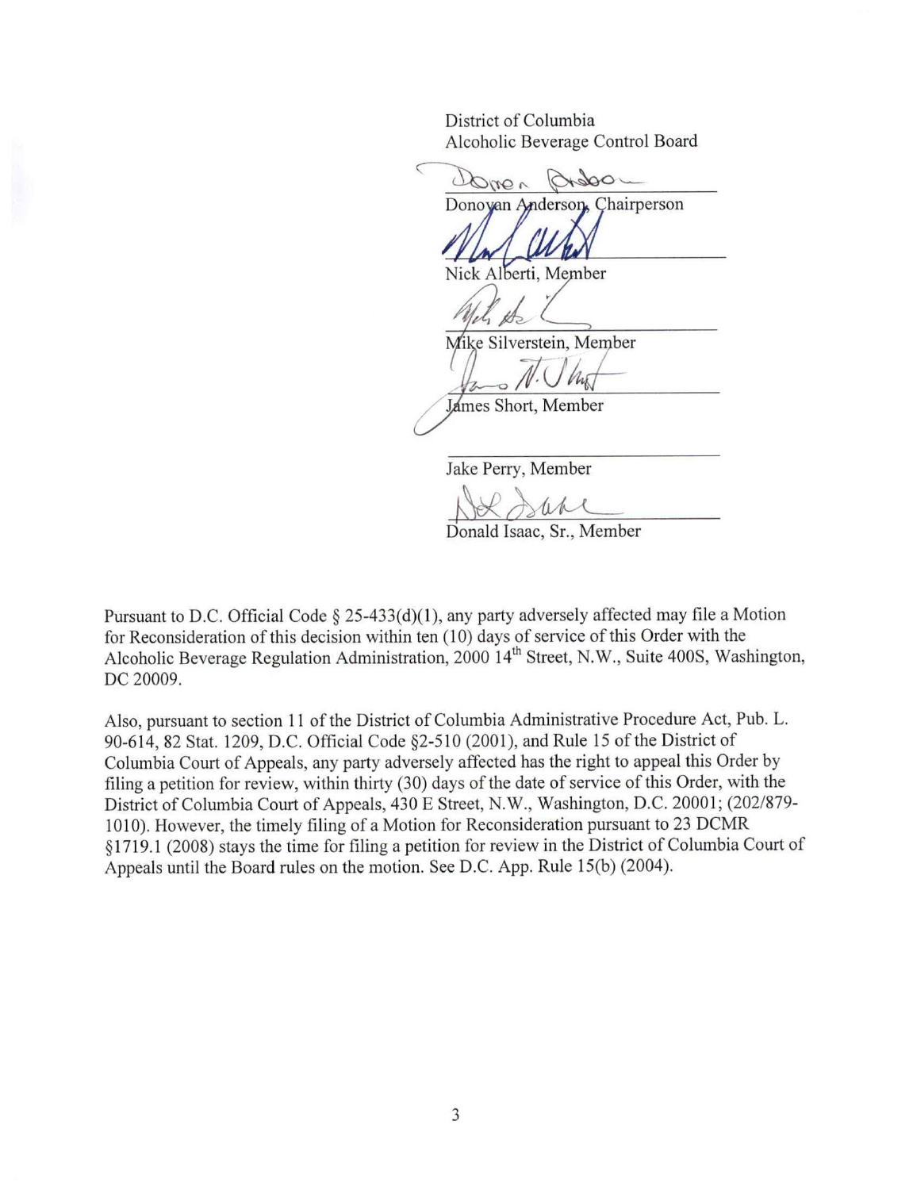District of Columbia
Alcoholic Beverage Control Board

Donovan Anderson, Chairperson

Nick Alberti, Member

Mike Silverstein, Member

James Short, Member

Jake Perry, Member

Donald Isaac, Sr., Member

Pursuant to D.C. Official Code § 25-433(d)(1), any party adversely affected may file a Motion for Reconsideration of this decision within ten (10) days of service of this Order with the Alcoholic Beverage Regulation Administration, 2000 14th Street, N.W., Suite 400S, Washington, DC 20009.

Also, pursuant to section 11 of the District of Columbia Administrative Procedure Act, Pub. L. 90-614, 82 Stat. 1209, D.C. Official Code §2-510 (2001), and Rule 15 of the District of Columbia Court of Appeals, any party adversely affected has the right to appeal this Order by filing a petition for review, within thirty (30) days of the date of service of this Order, with the District of Columbia Court of Appeals, 430 E Street, N.W., Washington, D.C. 20001; (202/879-1010). However, the timely filing of a Motion for Reconsideration pursuant to 23 DCMR §1719.1 (2008) stays the time for filing a petition for review in the District of Columbia Court of Appeals until the Board rules on the motion. See D.C. App. Rule 15(b) (2004).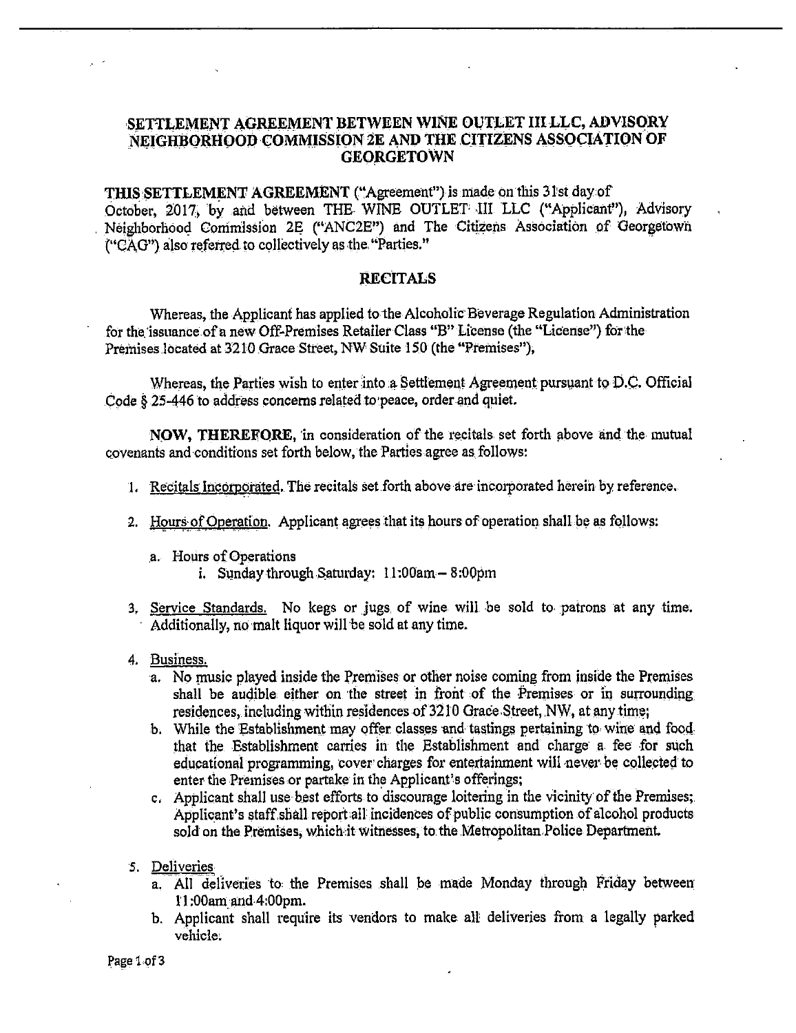# SETTLEMENT AGREEMENT BETWEEN WINE OUTLET III LLC, ADVISORY NEIGHBORHOOD COMMISSION 2E AND THE CITIZENS ASSOCIATION OF GEORGETOWN

**THIS SETTLEMENT AGREEMENT** ("Agreement") is made on this 31st day of October, 2017, by and between THE WINE OUTLET III LLC ("Applicant"), Advisory Neighborhood Commission 2E ("ANC2E") and The Citizens Association of Georgetown ("CAG") also referred to collectively as the "Parties."

## RECITALS

Whereas, the Applicant has applied to the Alcoholic Beverage Regulation Administration for the issuance of a new Off-Premises Retailer Class "B" License (the "License") for the Premises located at 3210 Grace Street, NW Suite 150 (the "Premises"),

Whereas, the Parties wish to enter into a Settlement Agreement pursuant to D.C. Official Code § 25-446 to address concerns related to peace, order and quiet.

**NOW, THEREFORE,** in consideration of the recitals set forth above and the mutual covenants and conditions set forth below, the Parties agree as follows:

1. Recitals Incorporated. The recitals set forth above are incorporated herein by reference.

2. Hours of Operation. Applicant agrees that its hours of operation shall be as follows:
   a. Hours of Operations
      i. Sunday through Saturday: 11:00am – 8:00pm

3. Service Standards. No kegs or jugs of wine will be sold to patrons at any time. Additionally, no malt liquor will be sold at any time.

4. Business.
   a. No music played inside the Premises or other noise coming from inside the Premises shall be audible either on the street in front of the Premises or in surrounding residences, including within residences of 3210 Grace Street, NW, at any time;
   b. While the Establishment may offer classes and tastings pertaining to wine and food that the Establishment carries in the Establishment and charge a fee for such educational programming, cover charges for entertainment will never be collected to enter the Premises or partake in the Applicant's offerings;
   c. Applicant shall use best efforts to discourage loitering in the vicinity of the Premises; Applicant's staff shall report all incidences of public consumption of alcohol products sold on the Premises, which it witnesses, to the Metropolitan Police Department.

5. Deliveries
   a. All deliveries to the Premises shall be made Monday through Friday between 11:00am and 4:00pm.
   b. Applicant shall require its vendors to make all deliveries from a legally parked vehicle.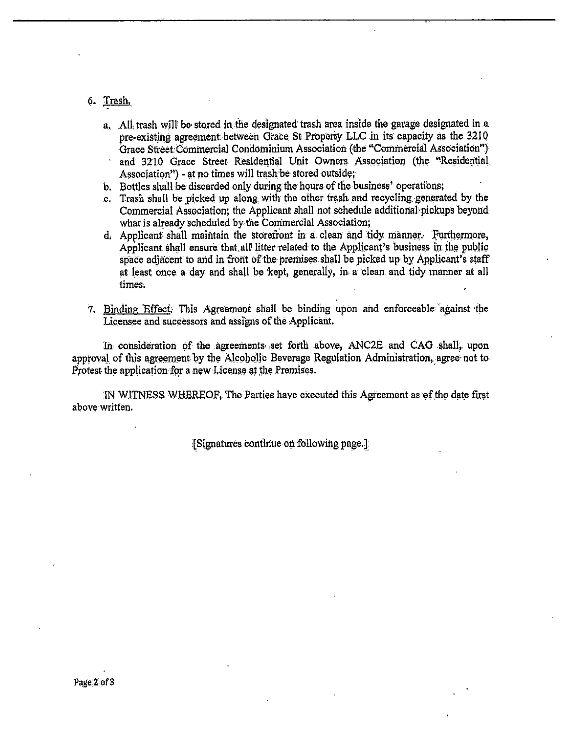6. Trash.

   a. All trash will be stored in the designated trash area inside the garage designated in a pre-existing agreement between Grace St Property LLC in its capacity as the 3210 Grace Street Commercial Condominium Association (the "Commercial Association") and 3210 Grace Street Residential Unit Owners Association (the "Residential Association") - at no times will trash be stored outside;
   b. Bottles shall be discarded only during the hours of the business' operations;
   c. Trash shall be picked up along with the other trash and recycling generated by the Commercial Association; the Applicant shall not schedule additional pickups beyond what is already scheduled by the Commercial Association;
   d. Applicant shall maintain the storefront in a clean and tidy manner. Furthermore, Applicant shall ensure that all litter related to the Applicant's business in the public space adjacent to and in front of the premises shall be picked up by Applicant's staff at least once a day and shall be kept, generally, in a clean and tidy manner at all times.

7. Binding Effect. This Agreement shall be binding upon and enforceable against the Licensee and successors and assigns of the Applicant.

In consideration of the agreements set forth above, ANC2E and CAG shall, upon approval of this agreement by the Alcoholic Beverage Regulation Administration, agree not to Protest the application for a new License at the Premises.

IN WITNESS WHEREOF, The Parties have executed this Agreement as of the date first above written.

[Signatures continue on following page.]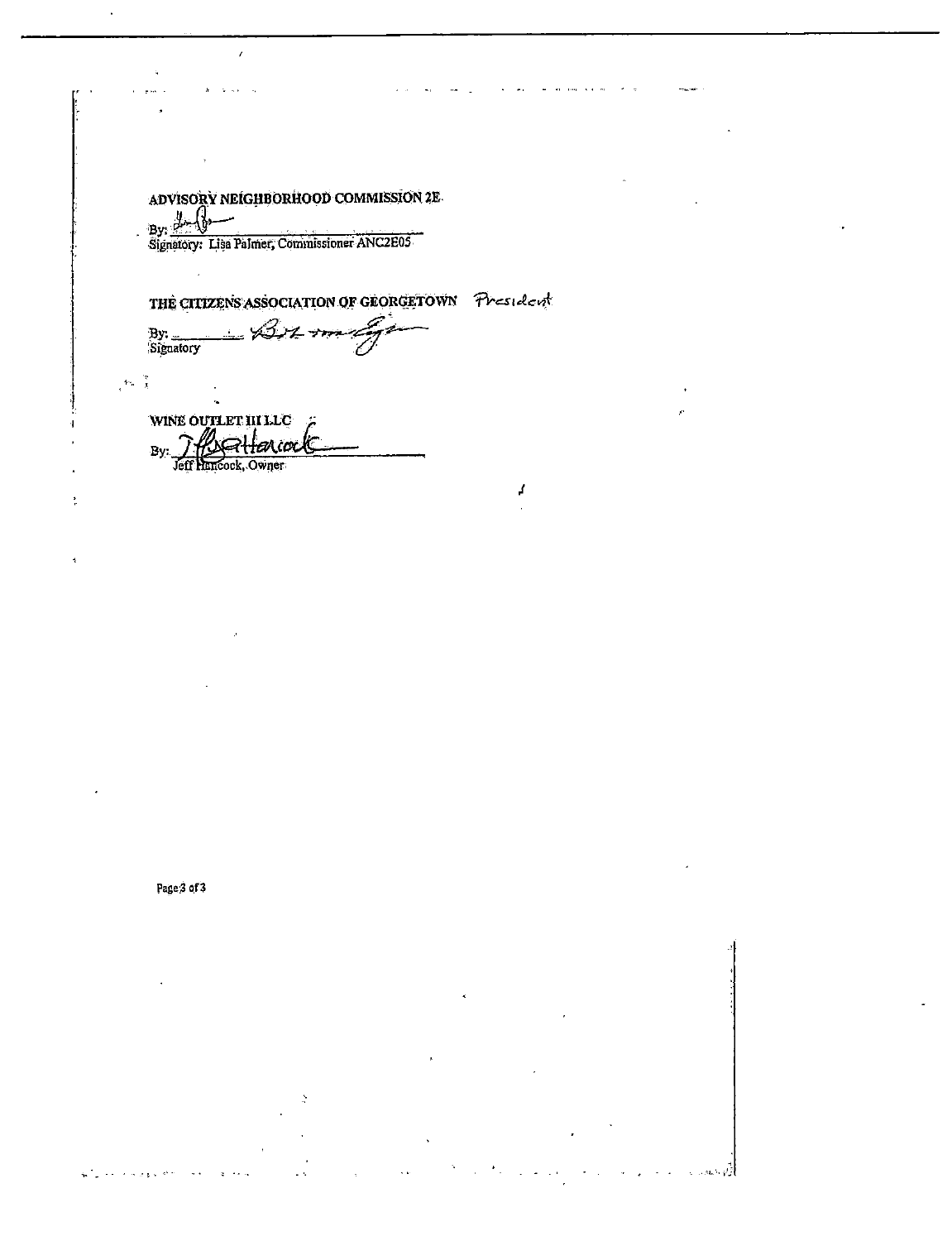ADVISORY NEIGHBORHOOD COMMISSION 2E

By: ___________________________

Signatory: Lisa Palmer, Commissioner ANC2E05

THE CITIZENS ASSOCIATION OF GEORGETOWN President

By: ___________________________

Signatory

WINE OUTLET III LLC

By: ___________________________

Jeff Hancock, Owner